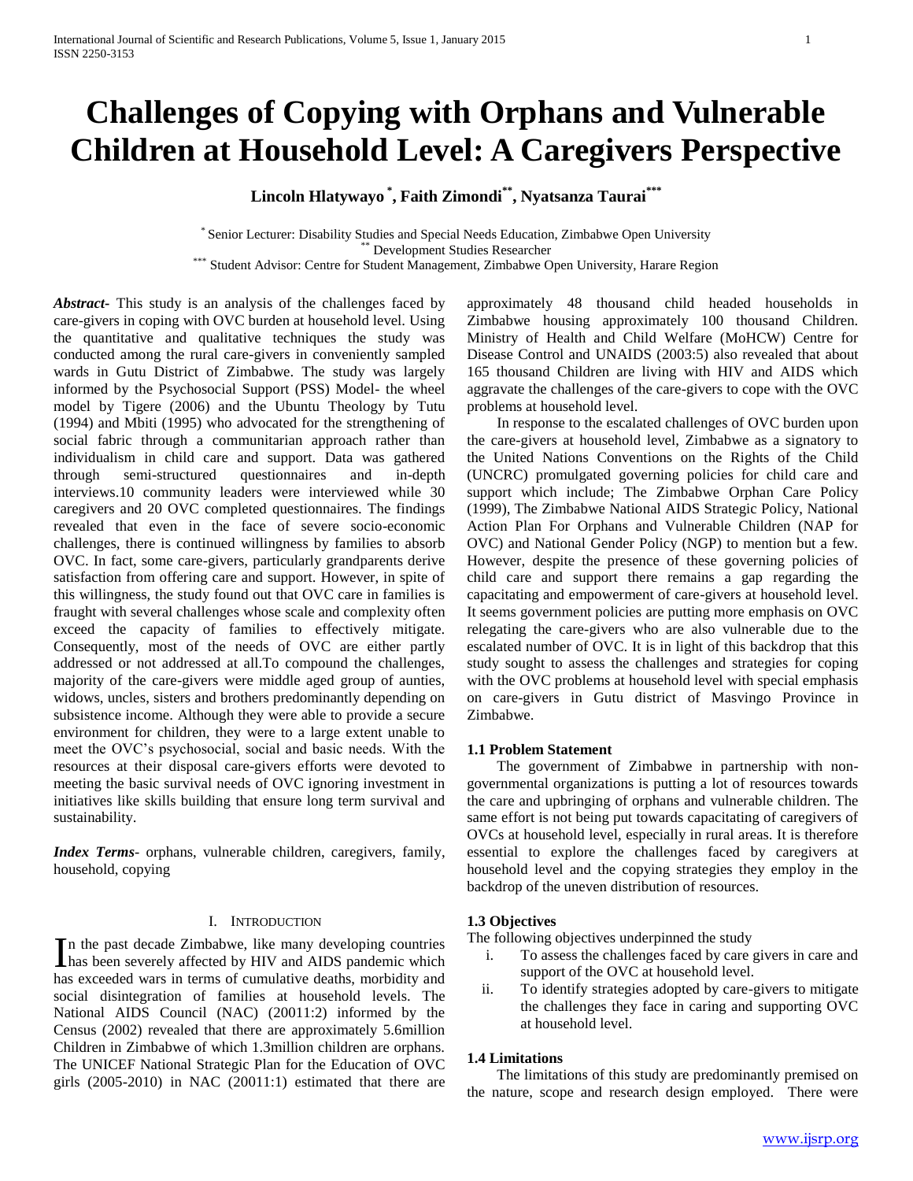# Challenges of Copying with Orphans and Vulnerable Children at Household Level: A Caregivers Perspective

**Lincoln Hlatywayo [*], Faith Zimondi [**], Nyatsanza Taurai [***]**

[*] Senior Lecturer: Disability Studies and Special Needs Education, Zimbabwe Open University
[**] Development Studies Researcher
[***] Student Advisor: Centre for Student Management, Zimbabwe Open University, Harare Region

***Abstract***- This study is an analysis of the challenges faced by care-givers in coping with OVC burden at household level. Using the quantitative and qualitative techniques the study was conducted among the rural care-givers in conveniently sampled wards in Gutu District of Zimbabwe. The study was largely informed by the Psychosocial Support (PSS) Model- the wheel model by Tigere (2006) and the Ubuntu Theology by Tutu (1994) and Mbiti (1995) who advocated for the strengthening of social fabric through a communitarian approach rather than individualism in child care and support. Data was gathered through semi-structured questionnaires and in-depth interviews.10 community leaders were interviewed while 30 caregivers and 20 OVC completed questionnaires. The findings revealed that even in the face of severe socio-economic challenges, there is continued willingness by families to absorb OVC. In fact, some care-givers, particularly grandparents derive satisfaction from offering care and support. However, in spite of this willingness, the study found out that OVC care in families is fraught with several challenges whose scale and complexity often exceed the capacity of families to effectively mitigate. Consequently, most of the needs of OVC are either partly addressed or not addressed at all.To compound the challenges, majority of the care-givers were middle aged group of aunties, widows, uncles, sisters and brothers predominantly depending on subsistence income. Although they were able to provide a secure environment for children, they were to a large extent unable to meet the OVC's psychosocial, social and basic needs. With the resources at their disposal care-givers efforts were devoted to meeting the basic survival needs of OVC ignoring investment in initiatives like skills building that ensure long term survival and sustainability.

***Index Terms***- orphans, vulnerable children, caregivers, family, household, copying

## I. Introduction

In the past decade Zimbabwe, like many developing countries has been severely affected by HIV and AIDS pandemic which has exceeded wars in terms of cumulative deaths, morbidity and social disintegration of families at household levels. The National AIDS Council (NAC) (20011:2) informed by the Census (2002) revealed that there are approximately 5.6million Children in Zimbabwe of which 1.3million children are orphans. The UNICEF National Strategic Plan for the Education of OVC girls (2005-2010) in NAC (20011:1) estimated that there are approximately 48 thousand child headed households in Zimbabwe housing approximately 100 thousand Children. Ministry of Health and Child Welfare (MoHCW) Centre for Disease Control and UNAIDS (2003:5) also revealed that about 165 thousand Children are living with HIV and AIDS which aggravate the challenges of the care-givers to cope with the OVC problems at household level.

In response to the escalated challenges of OVC burden upon the care-givers at household level, Zimbabwe as a signatory to the United Nations Conventions on the Rights of the Child (UNCRC) promulgated governing policies for child care and support which include; The Zimbabwe Orphan Care Policy (1999), The Zimbabwe National AIDS Strategic Policy, National Action Plan For Orphans and Vulnerable Children (NAP for OVC) and National Gender Policy (NGP) to mention but a few. However, despite the presence of these governing policies of child care and support there remains a gap regarding the capacitating and empowerment of care-givers at household level. It seems government policies are putting more emphasis on OVC relegating the care-givers who are also vulnerable due to the escalated number of OVC. It is in light of this backdrop that this study sought to assess the challenges and strategies for coping with the OVC problems at household level with special emphasis on care-givers in Gutu district of Masvingo Province in Zimbabwe.

### 1.1 Problem Statement

The government of Zimbabwe in partnership with non-governmental organizations is putting a lot of resources towards the care and upbringing of orphans and vulnerable children. The same effort is not being put towards capacitating of caregivers of OVCs at household level, especially in rural areas. It is therefore essential to explore the challenges faced by caregivers at household level and the copying strategies they employ in the backdrop of the uneven distribution of resources.

### 1.3 Objectives

The following objectives underpinned the study

i. To assess the challenges faced by care givers in care and support of the OVC at household level.
ii. To identify strategies adopted by care-givers to mitigate the challenges they face in caring and supporting OVC at household level.

### 1.4 Limitations

The limitations of this study are predominantly premised on the nature, scope and research design employed. There were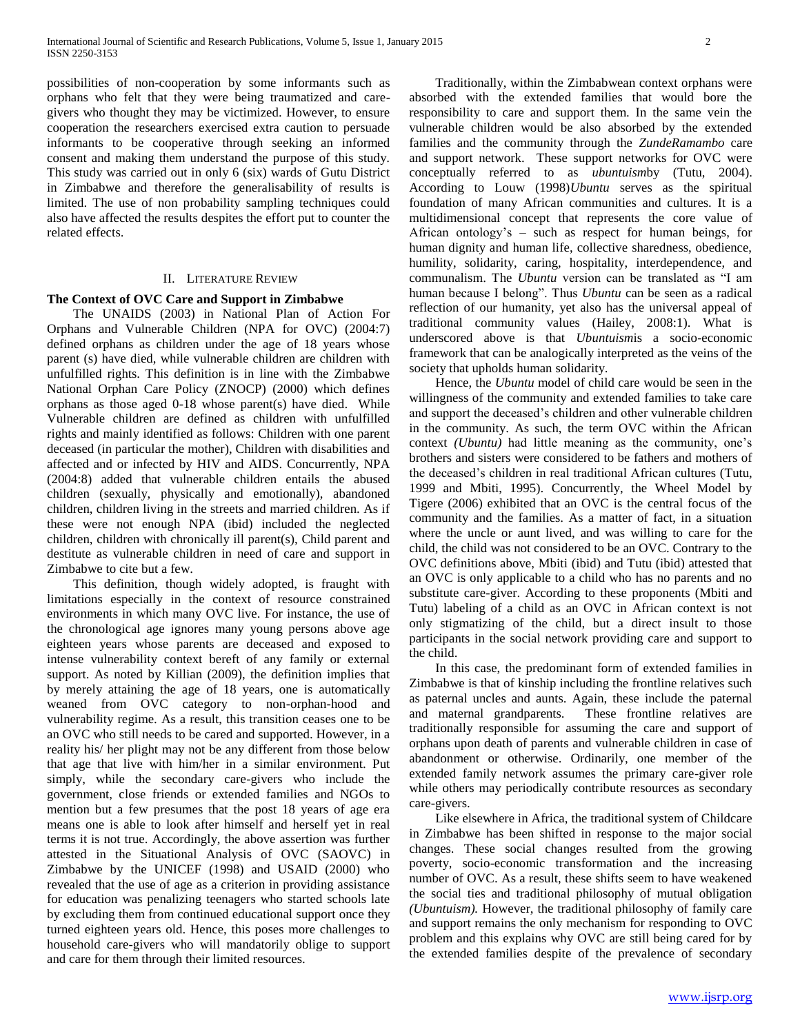possibilities of non-cooperation by some informants such as orphans who felt that they were being traumatized and care-givers who thought they may be victimized. However, to ensure cooperation the researchers exercised extra caution to persuade informants to be cooperative through seeking an informed consent and making them understand the purpose of this study. This study was carried out in only 6 (six) wards of Gutu District in Zimbabwe and therefore the generalisability of results is limited. The use of non probability sampling techniques could also have affected the results despites the effort put to counter the related effects.

## II. Literature Review

### The Context of OVC Care and Support in Zimbabwe

The UNAIDS (2003) in National Plan of Action For Orphans and Vulnerable Children (NPA for OVC) (2004:7) defined orphans as children under the age of 18 years whose parent (s) have died, while vulnerable children are children with unfulfilled rights. This definition is in line with the Zimbabwe National Orphan Care Policy (ZNOCP) (2000) which defines orphans as those aged 0-18 whose parent(s) have died. While Vulnerable children are defined as children with unfulfilled rights and mainly identified as follows: Children with one parent deceased (in particular the mother), Children with disabilities and affected and or infected by HIV and AIDS. Concurrently, NPA (2004:8) added that vulnerable children entails the abused children (sexually, physically and emotionally), abandoned children, children living in the streets and married children. As if these were not enough NPA (ibid) included the neglected children, children with chronically ill parent(s), Child parent and destitute as vulnerable children in need of care and support in Zimbabwe to cite but a few.

This definition, though widely adopted, is fraught with limitations especially in the context of resource constrained environments in which many OVC live. For instance, the use of the chronological age ignores many young persons above age eighteen years whose parents are deceased and exposed to intense vulnerability context bereft of any family or external support. As noted by Killian (2009), the definition implies that by merely attaining the age of 18 years, one is automatically weaned from OVC category to non-orphan-hood and vulnerability regime. As a result, this transition ceases one to be an OVC who still needs to be cared and supported. However, in a reality his/ her plight may not be any different from those below that age that live with him/her in a similar environment. Put simply, while the secondary care-givers who include the government, close friends or extended families and NGOs to mention but a few presumes that the post 18 years of age era means one is able to look after himself and herself yet in real terms it is not true. Accordingly, the above assertion was further attested in the Situational Analysis of OVC (SAOVC) in Zimbabwe by the UNICEF (1998) and USAID (2000) who revealed that the use of age as a criterion in providing assistance for education was penalizing teenagers who started schools late by excluding them from continued educational support once they turned eighteen years old. Hence, this poses more challenges to household care-givers who will mandatorily oblige to support and care for them through their limited resources.

Traditionally, within the Zimbabwean context orphans were absorbed with the extended families that would bore the responsibility to care and support them. In the same vein the vulnerable children would be also absorbed by the extended families and the community through the *ZundeRamambo* care and support network. These support networks for OVC were conceptually referred to as *ubuntuism*by (Tutu, 2004). According to Louw (1998)*Ubuntu* serves as the spiritual foundation of many African communities and cultures. It is a multidimensional concept that represents the core value of African ontology's – such as respect for human beings, for human dignity and human life, collective sharedness, obedience, humility, solidarity, caring, hospitality, interdependence, and communalism. The *Ubuntu* version can be translated as "I am human because I belong". Thus *Ubuntu* can be seen as a radical reflection of our humanity, yet also has the universal appeal of traditional community values (Hailey, 2008:1). What is underscored above is that *Ubuntuism*is a socio-economic framework that can be analogically interpreted as the veins of the society that upholds human solidarity.

Hence, the *Ubuntu* model of child care would be seen in the willingness of the community and extended families to take care and support the deceased's children and other vulnerable children in the community. As such, the term OVC within the African context *(Ubuntu)* had little meaning as the community, one's brothers and sisters were considered to be fathers and mothers of the deceased's children in real traditional African cultures (Tutu, 1999 and Mbiti, 1995). Concurrently, the Wheel Model by Tigere (2006) exhibited that an OVC is the central focus of the community and the families. As a matter of fact, in a situation where the uncle or aunt lived, and was willing to care for the child, the child was not considered to be an OVC. Contrary to the OVC definitions above, Mbiti (ibid) and Tutu (ibid) attested that an OVC is only applicable to a child who has no parents and no substitute care-giver. According to these proponents (Mbiti and Tutu) labeling of a child as an OVC in African context is not only stigmatizing of the child, but a direct insult to those participants in the social network providing care and support to the child.

In this case, the predominant form of extended families in Zimbabwe is that of kinship including the frontline relatives such as paternal uncles and aunts. Again, these include the paternal and maternal grandparents. These frontline relatives are traditionally responsible for assuming the care and support of orphans upon death of parents and vulnerable children in case of abandonment or otherwise. Ordinarily, one member of the extended family network assumes the primary care-giver role while others may periodically contribute resources as secondary care-givers.

Like elsewhere in Africa, the traditional system of Childcare in Zimbabwe has been shifted in response to the major social changes. These social changes resulted from the growing poverty, socio-economic transformation and the increasing number of OVC. As a result, these shifts seem to have weakened the social ties and traditional philosophy of mutual obligation *(Ubuntuism).* However, the traditional philosophy of family care and support remains the only mechanism for responding to OVC problem and this explains why OVC are still being cared for by the extended families despite of the prevalence of secondary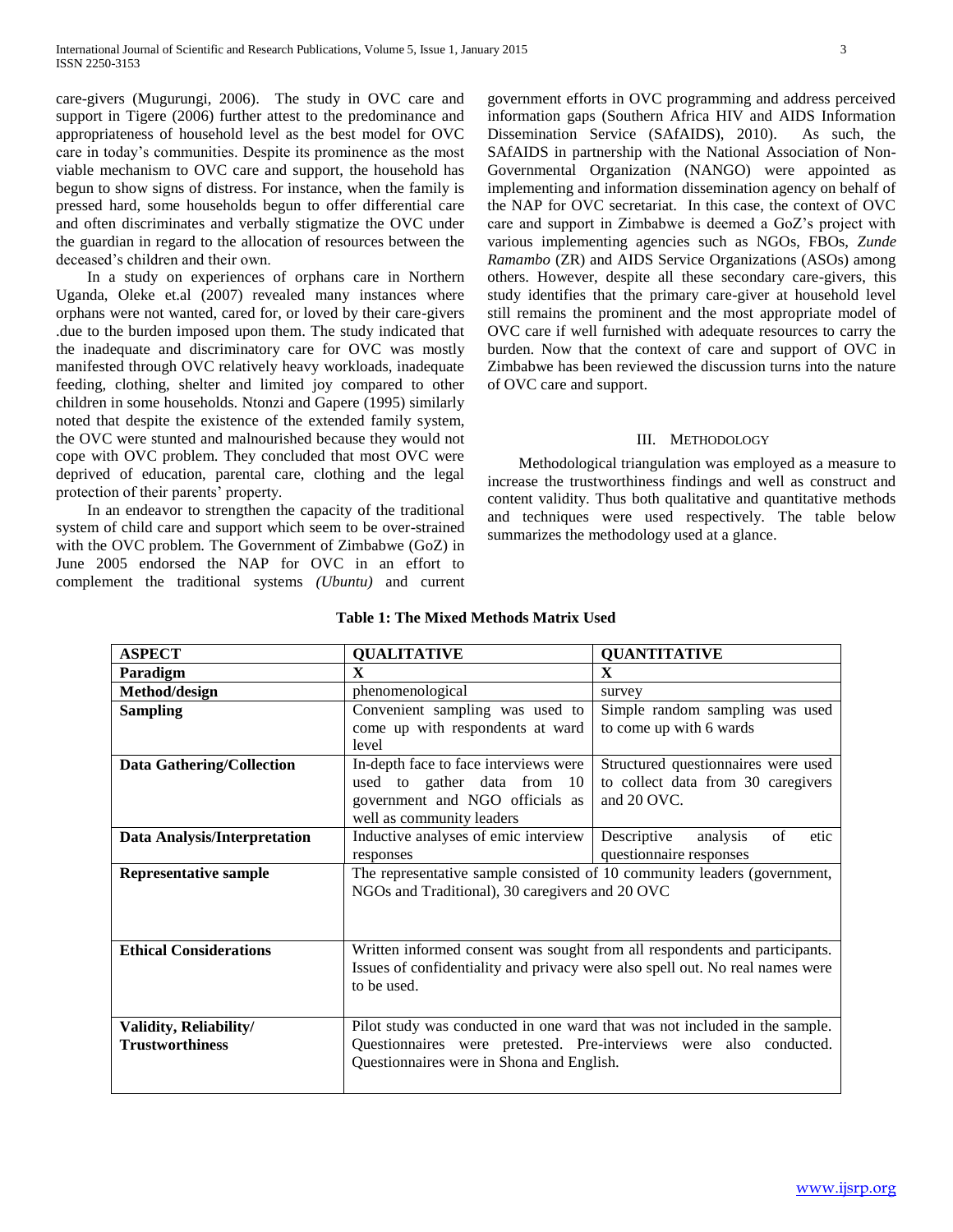care-givers (Mugurungi, 2006). The study in OVC care and support in Tigere (2006) further attest to the predominance and appropriateness of household level as the best model for OVC care in today's communities. Despite its prominence as the most viable mechanism to OVC care and support, the household has begun to show signs of distress. For instance, when the family is pressed hard, some households begun to offer differential care and often discriminates and verbally stigmatize the OVC under the guardian in regard to the allocation of resources between the deceased's children and their own.

In a study on experiences of orphans care in Northern Uganda, Oleke et.al (2007) revealed many instances where orphans were not wanted, cared for, or loved by their care-givers .due to the burden imposed upon them. The study indicated that the inadequate and discriminatory care for OVC was mostly manifested through OVC relatively heavy workloads, inadequate feeding, clothing, shelter and limited joy compared to other children in some households. Ntonzi and Gapere (1995) similarly noted that despite the existence of the extended family system, the OVC were stunted and malnourished because they would not cope with OVC problem. They concluded that most OVC were deprived of education, parental care, clothing and the legal protection of their parents' property.

In an endeavor to strengthen the capacity of the traditional system of child care and support which seem to be over-strained with the OVC problem. The Government of Zimbabwe (GoZ) in June 2005 endorsed the NAP for OVC in an effort to complement the traditional systems *(Ubuntu)* and current government efforts in OVC programming and address perceived information gaps (Southern Africa HIV and AIDS Information Dissemination Service (SAfAIDS), 2010). As such, the SAfAIDS in partnership with the National Association of Non-Governmental Organization (NANGO) were appointed as implementing and information dissemination agency on behalf of the NAP for OVC secretariat. In this case, the context of OVC care and support in Zimbabwe is deemed a GoZ's project with various implementing agencies such as NGOs, FBOs, *Zunde Ramambo* (ZR) and AIDS Service Organizations (ASOs) among others. However, despite all these secondary care-givers, this study identifies that the primary care-giver at household level still remains the prominent and the most appropriate model of OVC care if well furnished with adequate resources to carry the burden. Now that the context of care and support of OVC in Zimbabwe has been reviewed the discussion turns into the nature of OVC care and support.

## III. Methodology

Methodological triangulation was employed as a measure to increase the trustworthiness findings and well as construct and content validity. Thus both qualitative and quantitative methods and techniques were used respectively. The table below summarizes the methodology used at a glance.

**Table 1: The Mixed Methods Matrix Used**

| ASPECT | QUALITATIVE | QUANTITATIVE |
|---|---|---|
| **Paradigm** | **X** | **X** |
| **Method/design** | phenomenological | survey |
| **Sampling** | Convenient sampling was used to come up with respondents at ward level | Simple random sampling was used to come up with 6 wards |
| **Data Gathering/Collection** | In-depth face to face interviews were used to gather data from 10 government and NGO officials as well as community leaders | Structured questionnaires were used to collect data from 30 caregivers and 20 OVC. |
| **Data Analysis/Interpretation** | Inductive analyses of emic interview responses | Descriptive analysis of etic questionnaire responses |
| **Representative sample** | The representative sample consisted of 10 community leaders (government, NGOs and Traditional), 30 caregivers and 20 OVC | |
| **Ethical Considerations** | Written informed consent was sought from all respondents and participants. Issues of confidentiality and privacy were also spell out. No real names were to be used. | |
| **Validity, Reliability/ Trustworthiness** | Pilot study was conducted in one ward that was not included in the sample. Questionnaires were pretested. Pre-interviews were also conducted. Questionnaires were in Shona and English. | |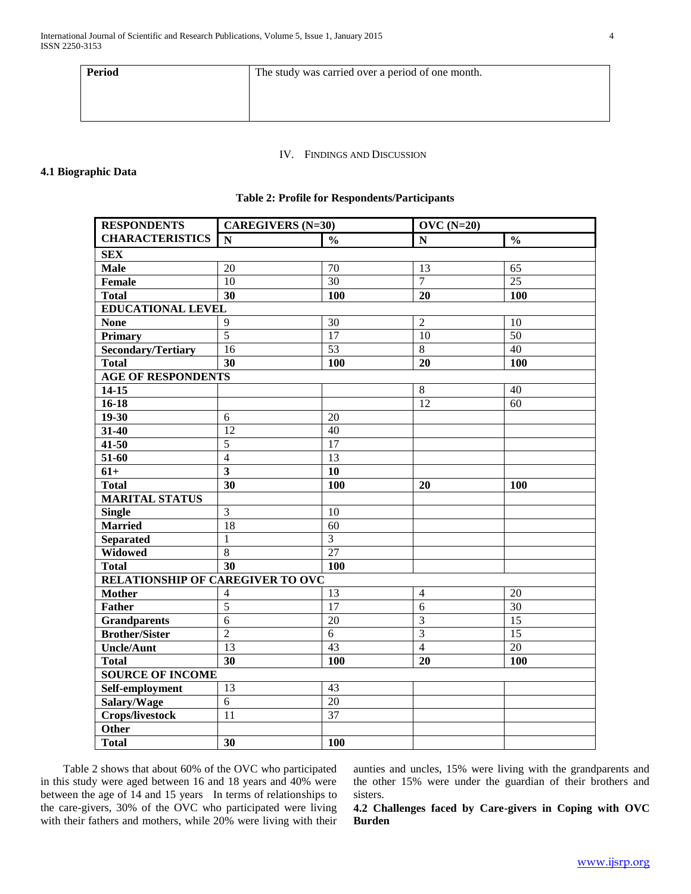| **Period** | The study was carried over a period of one month. |
|---|---|

## IV. Findings and Discussion

### 4.1 Biographic Data

**Table 2: Profile for Respondents/Participants**

| **RESPONDENTS CHARACTERISTICS** | **CAREGIVERS (N=30)** | | **OVC (N=20)** | |
|---|---|---|---|---|
| | **N** | **%** | **N** | **%** |
| **SEX** | | | | |
| **Male** | 20 | 70 | 13 | 65 |
| **Female** | 10 | 30 | 7 | 25 |
| **Total** | **30** | **100** | **20** | **100** |
| **EDUCATIONAL LEVEL** | | | | |
| **None** | 9 | 30 | 2 | 10 |
| **Primary** | 5 | 17 | 10 | 50 |
| **Secondary/Tertiary** | 16 | 53 | 8 | 40 |
| **Total** | **30** | **100** | **20** | **100** |
| **AGE OF RESPONDENTS** | | | | |
| **14-15** | | | 8 | 40 |
| **16-18** | | | 12 | 60 |
| **19-30** | 6 | 20 | | |
| **31-40** | 12 | 40 | | |
| **41-50** | 5 | 17 | | |
| **51-60** | 4 | 13 | | |
| **61+** | **3** | **10** | | |
| **Total** | **30** | **100** | **20** | **100** |
| **MARITAL STATUS** | | | | |
| **Single** | 3 | 10 | | |
| **Married** | 18 | 60 | | |
| **Separated** | 1 | 3 | | |
| **Widowed** | 8 | 27 | | |
| **Total** | **30** | **100** | | |
| **RELATIONSHIP OF CAREGIVER TO OVC** | | | | |
| **Mother** | 4 | 13 | 4 | 20 |
| **Father** | 5 | 17 | 6 | 30 |
| **Grandparents** | 6 | 20 | 3 | 15 |
| **Brother/Sister** | 2 | 6 | 3 | 15 |
| **Uncle/Aunt** | 13 | 43 | 4 | 20 |
| **Total** | **30** | **100** | **20** | **100** |
| **SOURCE OF INCOME** | | | | |
| **Self-employment** | 13 | 43 | | |
| **Salary/Wage** | 6 | 20 | | |
| **Crops/livestock** | 11 | 37 | | |
| **Other** | | | | |
| **Total** | **30** | **100** | | |

Table 2 shows that about 60% of the OVC who participated in this study were aged between 16 and 18 years and 40% were between the age of 14 and 15 years In terms of relationships to the care-givers, 30% of the OVC who participated were living with their fathers and mothers, while 20% were living with their aunties and uncles, 15% were living with the grandparents and the other 15% were under the guardian of their brothers and sisters.

### 4.2 Challenges faced by Care-givers in Coping with OVC Burden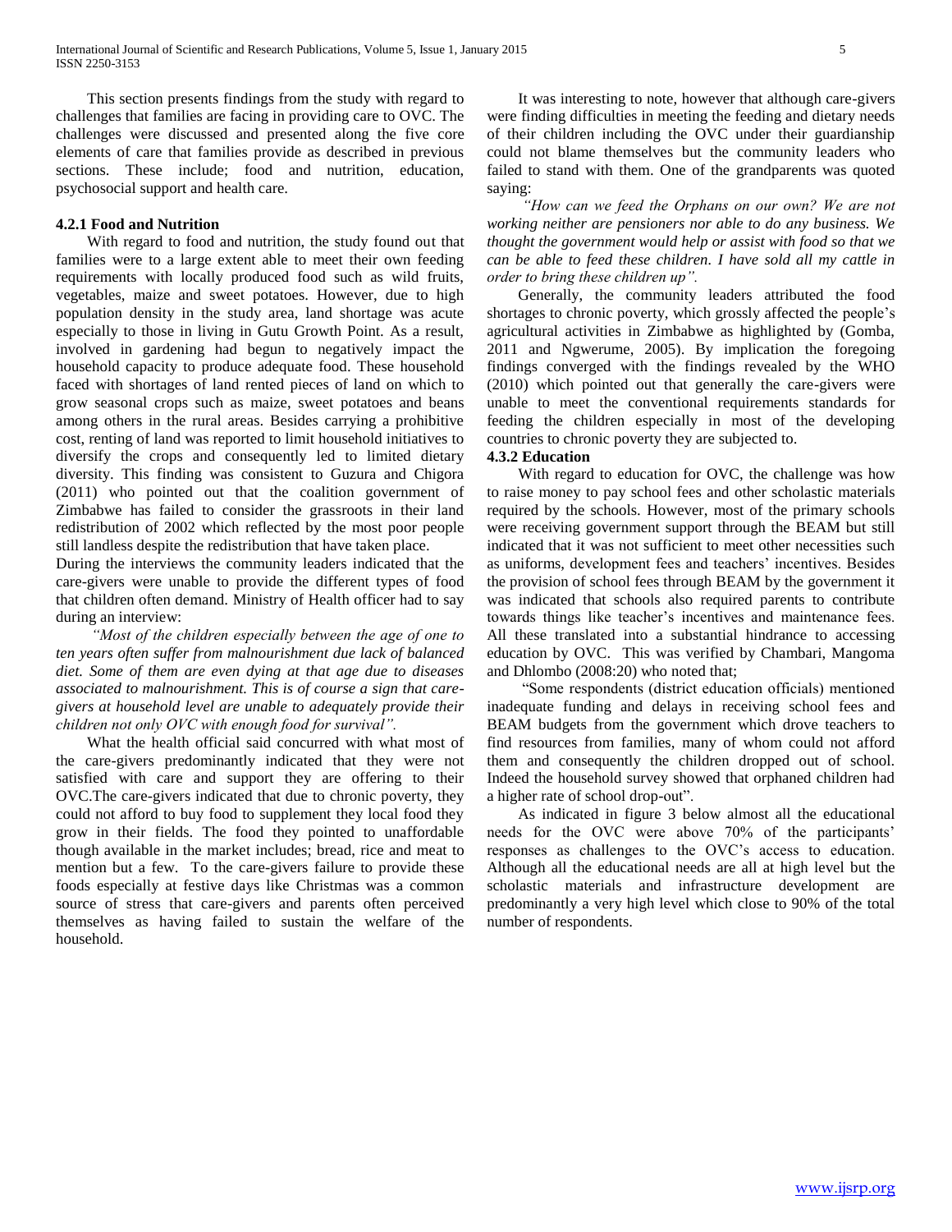This section presents findings from the study with regard to challenges that families are facing in providing care to OVC. The challenges were discussed and presented along the five core elements of care that families provide as described in previous sections. These include; food and nutrition, education, psychosocial support and health care.

### 4.2.1 Food and Nutrition

With regard to food and nutrition, the study found out that families were to a large extent able to meet their own feeding requirements with locally produced food such as wild fruits, vegetables, maize and sweet potatoes. However, due to high population density in the study area, land shortage was acute especially to those in living in Gutu Growth Point. As a result, involved in gardening had begun to negatively impact the household capacity to produce adequate food. These household faced with shortages of land rented pieces of land on which to grow seasonal crops such as maize, sweet potatoes and beans among others in the rural areas. Besides carrying a prohibitive cost, renting of land was reported to limit household initiatives to diversify the crops and consequently led to limited dietary diversity. This finding was consistent to Guzura and Chigora (2011) who pointed out that the coalition government of Zimbabwe has failed to consider the grassroots in their land redistribution of 2002 which reflected by the most poor people still landless despite the redistribution that have taken place.

During the interviews the community leaders indicated that the care-givers were unable to provide the different types of food that children often demand. Ministry of Health officer had to say during an interview:

*"Most of the children especially between the age of one to ten years often suffer from malnourishment due lack of balanced diet. Some of them are even dying at that age due to diseases associated to malnourishment. This is of course a sign that care-givers at household level are unable to adequately provide their children not only OVC with enough food for survival".*

What the health official said concurred with what most of the care-givers predominantly indicated that they were not satisfied with care and support they are offering to their OVC.The care-givers indicated that due to chronic poverty, they could not afford to buy food to supplement they local food they grow in their fields. The food they pointed to unaffordable though available in the market includes; bread, rice and meat to mention but a few. To the care-givers failure to provide these foods especially at festive days like Christmas was a common source of stress that care-givers and parents often perceived themselves as having failed to sustain the welfare of the household.

It was interesting to note, however that although care-givers were finding difficulties in meeting the feeding and dietary needs of their children including the OVC under their guardianship could not blame themselves but the community leaders who failed to stand with them. One of the grandparents was quoted saying:

*"How can we feed the Orphans on our own? We are not working neither are pensioners nor able to do any business. We thought the government would help or assist with food so that we can be able to feed these children. I have sold all my cattle in order to bring these children up".*

Generally, the community leaders attributed the food shortages to chronic poverty, which grossly affected the people's agricultural activities in Zimbabwe as highlighted by (Gomba, 2011 and Ngwerume, 2005). By implication the foregoing findings converged with the findings revealed by the WHO (2010) which pointed out that generally the care-givers were unable to meet the conventional requirements standards for feeding the children especially in most of the developing countries to chronic poverty they are subjected to.

### 4.3.2 Education

With regard to education for OVC, the challenge was how to raise money to pay school fees and other scholastic materials required by the schools. However, most of the primary schools were receiving government support through the BEAM but still indicated that it was not sufficient to meet other necessities such as uniforms, development fees and teachers' incentives. Besides the provision of school fees through BEAM by the government it was indicated that schools also required parents to contribute towards things like teacher's incentives and maintenance fees. All these translated into a substantial hindrance to accessing education by OVC. This was verified by Chambari, Mangoma and Dhlombo (2008:20) who noted that;

"Some respondents (district education officials) mentioned inadequate funding and delays in receiving school fees and BEAM budgets from the government which drove teachers to find resources from families, many of whom could not afford them and consequently the children dropped out of school. Indeed the household survey showed that orphaned children had a higher rate of school drop-out".

As indicated in figure 3 below almost all the educational needs for the OVC were above 70% of the participants' responses as challenges to the OVC's access to education. Although all the educational needs are all at high level but the scholastic materials and infrastructure development are predominantly a very high level which close to 90% of the total number of respondents.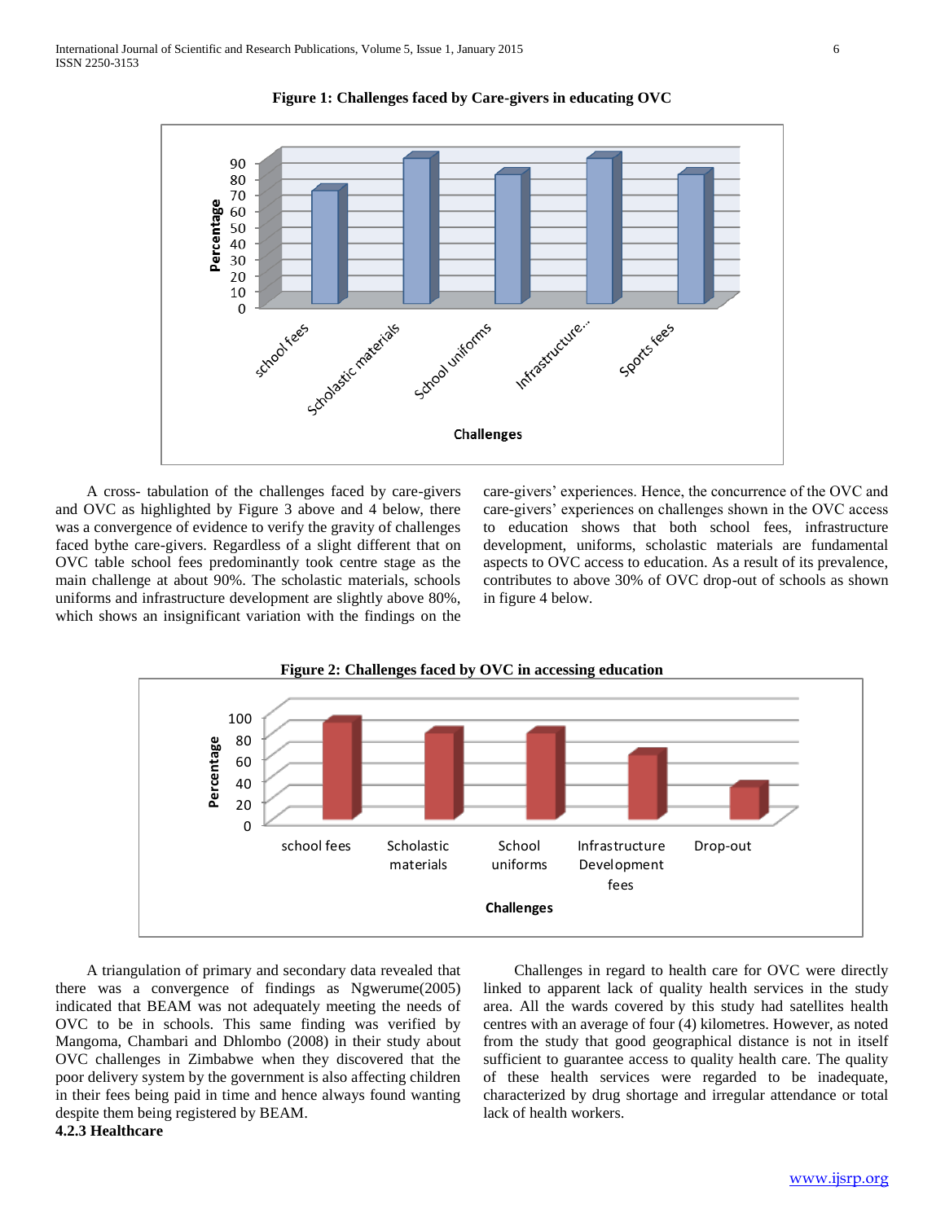**Figure 1: Challenges faced by Care-givers in educating OVC**

A cross- tabulation of the challenges faced by care-givers and OVC as highlighted by Figure 3 above and 4 below, there was a convergence of evidence to verify the gravity of challenges faced bythe care-givers. Regardless of a slight different that on OVC table school fees predominantly took centre stage as the main challenge at about 90%. The scholastic materials, schools uniforms and infrastructure development are slightly above 80%, which shows an insignificant variation with the findings on the care-givers' experiences. Hence, the concurrence of the OVC and care-givers' experiences on challenges shown in the OVC access to education shows that both school fees, infrastructure development, uniforms, scholastic materials are fundamental aspects to OVC access to education. As a result of its prevalence, contributes to above 30% of OVC drop-out of schools as shown in figure 4 below.

**Figure 2: Challenges faced by OVC in accessing education**

A triangulation of primary and secondary data revealed that there was a convergence of findings as Ngwerume(2005) indicated that BEAM was not adequately meeting the needs of OVC to be in schools. This same finding was verified by Mangoma, Chambari and Dhlombo (2008) in their study about OVC challenges in Zimbabwe when they discovered that the poor delivery system by the government is also affecting children in their fees being paid in time and hence always found wanting despite them being registered by BEAM.

**4.2.3 Healthcare**

Challenges in regard to health care for OVC were directly linked to apparent lack of quality health services in the study area. All the wards covered by this study had satellites health centres with an average of four (4) kilometres. However, as noted from the study that good geographical distance is not in itself sufficient to guarantee access to quality health care. The quality of these health services were regarded to be inadequate, characterized by drug shortage and irregular attendance or total lack of health workers.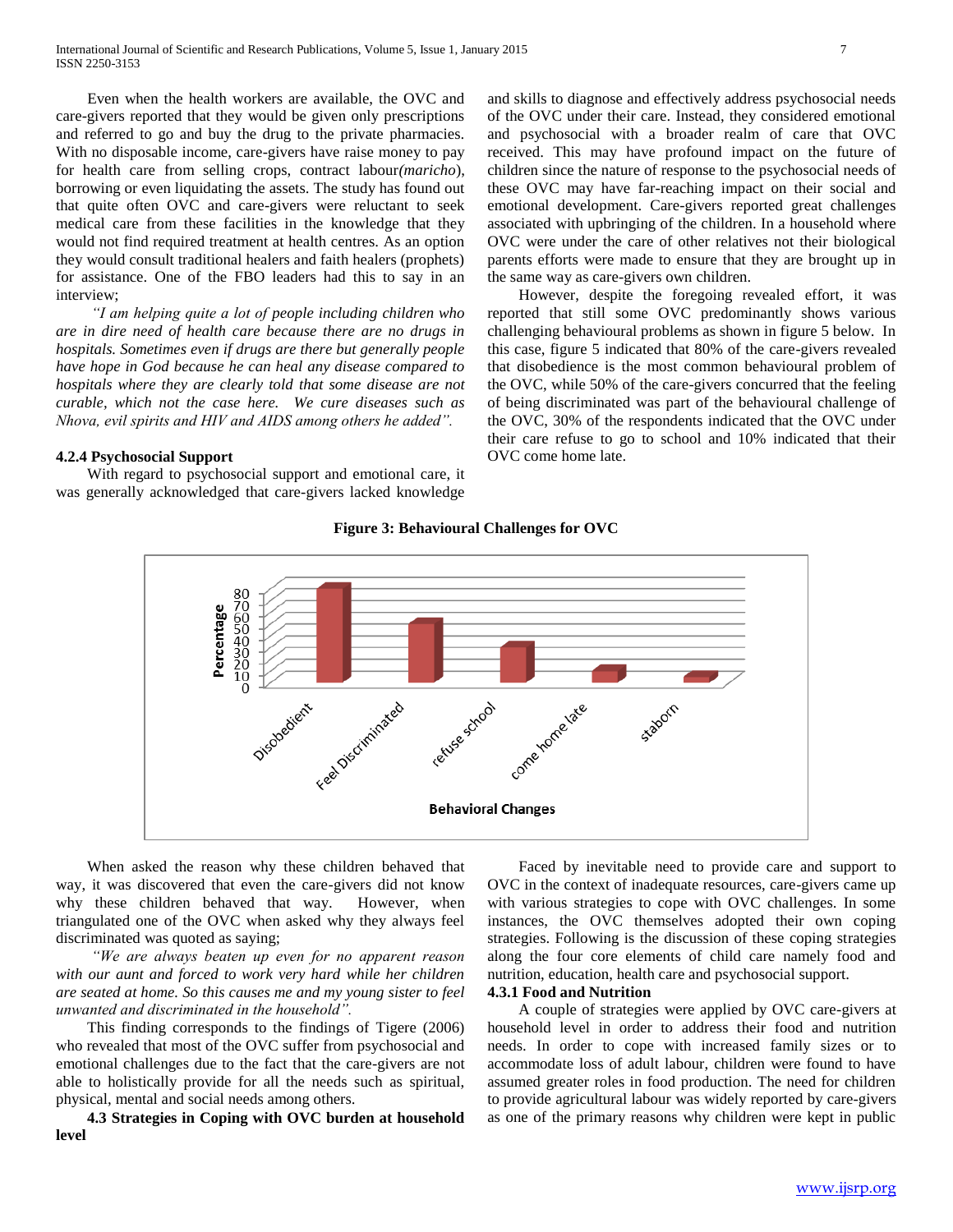Even when the health workers are available, the OVC and care-givers reported that they would be given only prescriptions and referred to go and buy the drug to the private pharmacies. With no disposable income, care-givers have raise money to pay for health care from selling crops, contract labour*(maricho)*, borrowing or even liquidating the assets. The study has found out that quite often OVC and care-givers were reluctant to seek medical care from these facilities in the knowledge that they would not find required treatment at health centres. As an option they would consult traditional healers and faith healers (prophets) for assistance. One of the FBO leaders had this to say in an interview;

*"I am helping quite a lot of people including children who are in dire need of health care because there are no drugs in hospitals. Sometimes even if drugs are there but generally people have hope in God because he can heal any disease compared to hospitals where they are clearly told that some disease are not curable, which not the case here. We cure diseases such as Nhova, evil spirits and HIV and AIDS among others he added".*

#### 4.2.4 Psychosocial Support

With regard to psychosocial support and emotional care, it was generally acknowledged that care-givers lacked knowledge and skills to diagnose and effectively address psychosocial needs of the OVC under their care. Instead, they considered emotional and psychosocial with a broader realm of care that OVC received. This may have profound impact on the future of children since the nature of response to the psychosocial needs of these OVC may have far-reaching impact on their social and emotional development. Care-givers reported great challenges associated with upbringing of the children. In a household where OVC were under the care of other relatives not their biological parents efforts were made to ensure that they are brought up in the same way as care-givers own children.

However, despite the foregoing revealed effort, it was reported that still some OVC predominantly shows various challenging behavioural problems as shown in figure 5 below. In this case, figure 5 indicated that 80% of the care-givers revealed that disobedience is the most common behavioural problem of the OVC, while 50% of the care-givers concurred that the feeling of being discriminated was part of the behavioural challenge of the OVC, 30% of the respondents indicated that the OVC under their care refuse to go to school and 10% indicated that their OVC come home late.

**Figure 3: Behavioural Challenges for OVC**

When asked the reason why these children behaved that way, it was discovered that even the care-givers did not know why these children behaved that way. However, when triangulated one of the OVC when asked why they always feel discriminated was quoted as saying;

*"We are always beaten up even for no apparent reason with our aunt and forced to work very hard while her children are seated at home. So this causes me and my young sister to feel unwanted and discriminated in the household".*

This finding corresponds to the findings of Tigere (2006) who revealed that most of the OVC suffer from psychosocial and emotional challenges due to the fact that the care-givers are not able to holistically provide for all the needs such as spiritual, physical, mental and social needs among others.

### 4.3 Strategies in Coping with OVC burden at household level

Faced by inevitable need to provide care and support to OVC in the context of inadequate resources, care-givers came up with various strategies to cope with OVC challenges. In some instances, the OVC themselves adopted their own coping strategies. Following is the discussion of these coping strategies along the four core elements of child care namely food and nutrition, education, health care and psychosocial support.

#### 4.3.1 Food and Nutrition

A couple of strategies were applied by OVC care-givers at household level in order to address their food and nutrition needs. In order to cope with increased family sizes or to accommodate loss of adult labour, children were found to have assumed greater roles in food production. The need for children to provide agricultural labour was widely reported by care-givers as one of the primary reasons why children were kept in public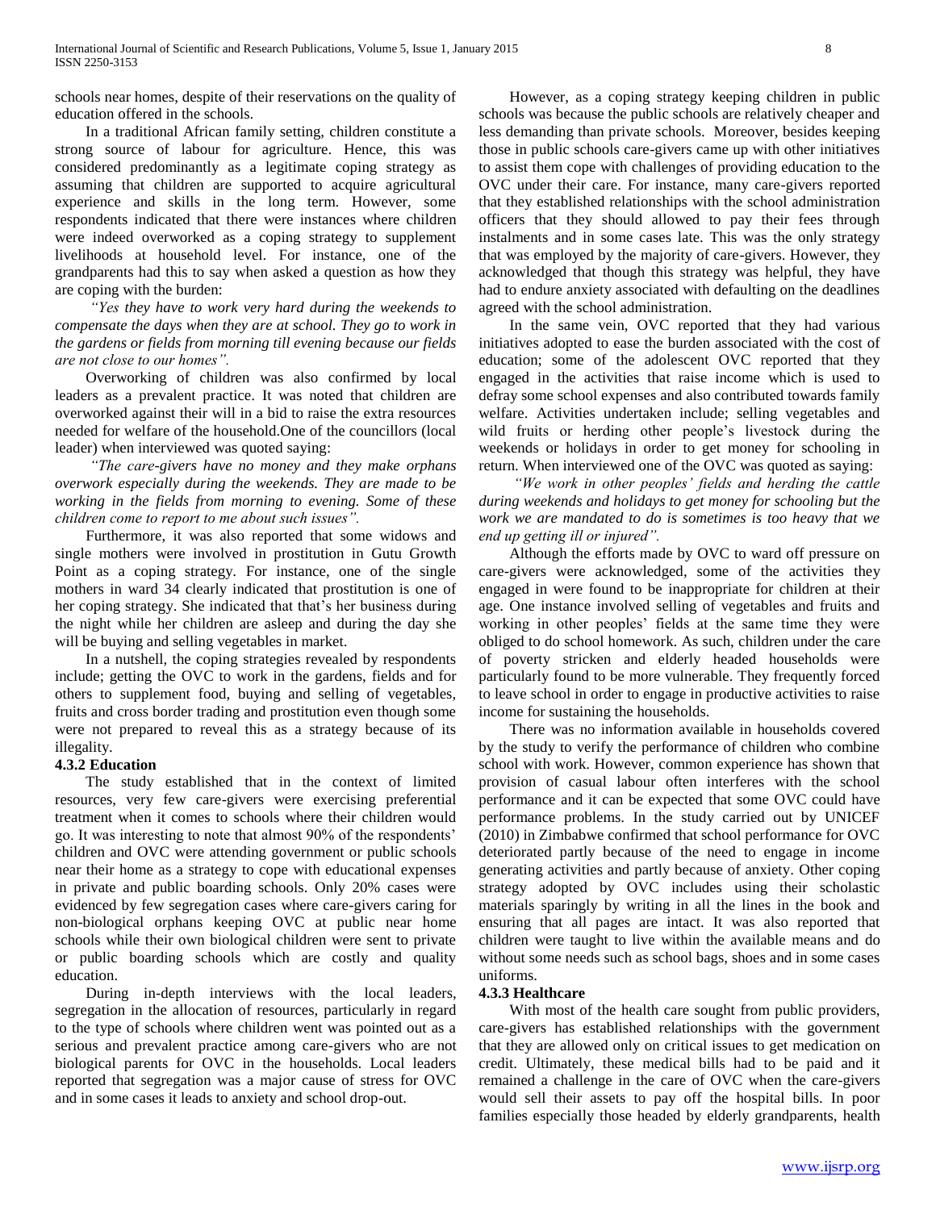schools near homes, despite of their reservations on the quality of education offered in the schools.

In a traditional African family setting, children constitute a strong source of labour for agriculture. Hence, this was considered predominantly as a legitimate coping strategy as assuming that children are supported to acquire agricultural experience and skills in the long term. However, some respondents indicated that there were instances where children were indeed overworked as a coping strategy to supplement livelihoods at household level. For instance, one of the grandparents had this to say when asked a question as how they are coping with the burden:

*"Yes they have to work very hard during the weekends to compensate the days when they are at school. They go to work in the gardens or fields from morning till evening because our fields are not close to our homes".*

Overworking of children was also confirmed by local leaders as a prevalent practice. It was noted that children are overworked against their will in a bid to raise the extra resources needed for welfare of the household.One of the councillors (local leader) when interviewed was quoted saying:

*"The care-givers have no money and they make orphans overwork especially during the weekends. They are made to be working in the fields from morning to evening. Some of these children come to report to me about such issues".*

Furthermore, it was also reported that some widows and single mothers were involved in prostitution in Gutu Growth Point as a coping strategy. For instance, one of the single mothers in ward 34 clearly indicated that prostitution is one of her coping strategy. She indicated that that's her business during the night while her children are asleep and during the day she will be buying and selling vegetables in market.

In a nutshell, the coping strategies revealed by respondents include; getting the OVC to work in the gardens, fields and for others to supplement food, buying and selling of vegetables, fruits and cross border trading and prostitution even though some were not prepared to reveal this as a strategy because of its illegality.

### 4.3.2 Education

The study established that in the context of limited resources, very few care-givers were exercising preferential treatment when it comes to schools where their children would go. It was interesting to note that almost 90% of the respondents' children and OVC were attending government or public schools near their home as a strategy to cope with educational expenses in private and public boarding schools. Only 20% cases were evidenced by few segregation cases where care-givers caring for non-biological orphans keeping OVC at public near home schools while their own biological children were sent to private or public boarding schools which are costly and quality education.

During in-depth interviews with the local leaders, segregation in the allocation of resources, particularly in regard to the type of schools where children went was pointed out as a serious and prevalent practice among care-givers who are not biological parents for OVC in the households. Local leaders reported that segregation was a major cause of stress for OVC and in some cases it leads to anxiety and school drop-out.

However, as a coping strategy keeping children in public schools was because the public schools are relatively cheaper and less demanding than private schools. Moreover, besides keeping those in public schools care-givers came up with other initiatives to assist them cope with challenges of providing education to the OVC under their care. For instance, many care-givers reported that they established relationships with the school administration officers that they should allowed to pay their fees through instalments and in some cases late. This was the only strategy that was employed by the majority of care-givers. However, they acknowledged that though this strategy was helpful, they have had to endure anxiety associated with defaulting on the deadlines agreed with the school administration.

In the same vein, OVC reported that they had various initiatives adopted to ease the burden associated with the cost of education; some of the adolescent OVC reported that they engaged in the activities that raise income which is used to defray some school expenses and also contributed towards family welfare. Activities undertaken include; selling vegetables and wild fruits or herding other people's livestock during the weekends or holidays in order to get money for schooling in return. When interviewed one of the OVC was quoted as saying:

*"We work in other peoples' fields and herding the cattle during weekends and holidays to get money for schooling but the work we are mandated to do is sometimes is too heavy that we end up getting ill or injured".*

Although the efforts made by OVC to ward off pressure on care-givers were acknowledged, some of the activities they engaged in were found to be inappropriate for children at their age. One instance involved selling of vegetables and fruits and working in other peoples' fields at the same time they were obliged to do school homework. As such, children under the care of poverty stricken and elderly headed households were particularly found to be more vulnerable. They frequently forced to leave school in order to engage in productive activities to raise income for sustaining the households.

There was no information available in households covered by the study to verify the performance of children who combine school with work. However, common experience has shown that provision of casual labour often interferes with the school performance and it can be expected that some OVC could have performance problems. In the study carried out by UNICEF (2010) in Zimbabwe confirmed that school performance for OVC deteriorated partly because of the need to engage in income generating activities and partly because of anxiety. Other coping strategy adopted by OVC includes using their scholastic materials sparingly by writing in all the lines in the book and ensuring that all pages are intact. It was also reported that children were taught to live within the available means and do without some needs such as school bags, shoes and in some cases uniforms.

### 4.3.3 Healthcare

With most of the health care sought from public providers, care-givers has established relationships with the government that they are allowed only on critical issues to get medication on credit. Ultimately, these medical bills had to be paid and it remained a challenge in the care of OVC when the care-givers would sell their assets to pay off the hospital bills. In poor families especially those headed by elderly grandparents, health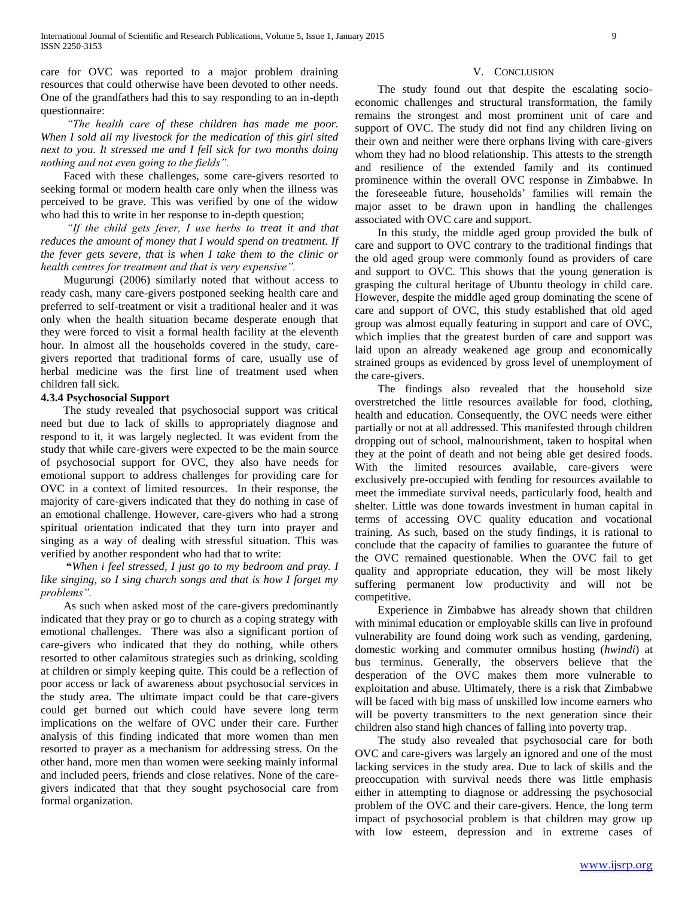care for OVC was reported to a major problem draining resources that could otherwise have been devoted to other needs. One of the grandfathers had this to say responding to an in-depth questionnaire:

*"The health care of these children has made me poor. When I sold all my livestock for the medication of this girl sited next to you. It stressed me and I fell sick for two months doing nothing and not even going to the fields".*

Faced with these challenges, some care-givers resorted to seeking formal or modern health care only when the illness was perceived to be grave. This was verified by one of the widow who had this to write in her response to in-depth question;

*"If the child gets fever, I use herbs to treat it and that reduces the amount of money that I would spend on treatment. If the fever gets severe, that is when I take them to the clinic or health centres for treatment and that is very expensive".*

Mugurungi (2006) similarly noted that without access to ready cash, many care-givers postponed seeking health care and preferred to self-treatment or visit a traditional healer and it was only when the health situation became desperate enough that they were forced to visit a formal health facility at the eleventh hour. In almost all the households covered in the study, care-givers reported that traditional forms of care, usually use of herbal medicine was the first line of treatment used when children fall sick.

#### 4.3.4 Psychosocial Support

The study revealed that psychosocial support was critical need but due to lack of skills to appropriately diagnose and respond to it, it was largely neglected. It was evident from the study that while care-givers were expected to be the main source of psychosocial support for OVC, they also have needs for emotional support to address challenges for providing care for OVC in a context of limited resources. In their response, the majority of care-givers indicated that they do nothing in case of an emotional challenge. However, care-givers who had a strong spiritual orientation indicated that they turn into prayer and singing as a way of dealing with stressful situation. This was verified by another respondent who had that to write:

**"***When i feel stressed, I just go to my bedroom and pray. I like singing, so I sing church songs and that is how I forget my problems".*

As such when asked most of the care-givers predominantly indicated that they pray or go to church as a coping strategy with emotional challenges. There was also a significant portion of care-givers who indicated that they do nothing, while others resorted to other calamitous strategies such as drinking, scolding at children or simply keeping quite. This could be a reflection of poor access or lack of awareness about psychosocial services in the study area. The ultimate impact could be that care-givers could get burned out which could have severe long term implications on the welfare of OVC under their care. Further analysis of this finding indicated that more women than men resorted to prayer as a mechanism for addressing stress. On the other hand, more men than women were seeking mainly informal and included peers, friends and close relatives. None of the care-givers indicated that that they sought psychosocial care from formal organization.

## V. Conclusion

The study found out that despite the escalating socio-economic challenges and structural transformation, the family remains the strongest and most prominent unit of care and support of OVC. The study did not find any children living on their own and neither were there orphans living with care-givers whom they had no blood relationship. This attests to the strength and resilience of the extended family and its continued prominence within the overall OVC response in Zimbabwe. In the foreseeable future, households' families will remain the major asset to be drawn upon in handling the challenges associated with OVC care and support.

In this study, the middle aged group provided the bulk of care and support to OVC contrary to the traditional findings that the old aged group were commonly found as providers of care and support to OVC. This shows that the young generation is grasping the cultural heritage of Ubuntu theology in child care. However, despite the middle aged group dominating the scene of care and support of OVC, this study established that old aged group was almost equally featuring in support and care of OVC, which implies that the greatest burden of care and support was laid upon an already weakened age group and economically strained groups as evidenced by gross level of unemployment of the care-givers.

The findings also revealed that the household size overstretched the little resources available for food, clothing, health and education. Consequently, the OVC needs were either partially or not at all addressed. This manifested through children dropping out of school, malnourishment, taken to hospital when they at the point of death and not being able get desired foods. With the limited resources available, care-givers were exclusively pre-occupied with fending for resources available to meet the immediate survival needs, particularly food, health and shelter. Little was done towards investment in human capital in terms of accessing OVC quality education and vocational training. As such, based on the study findings, it is rational to conclude that the capacity of families to guarantee the future of the OVC remained questionable. When the OVC fail to get quality and appropriate education, they will be most likely suffering permanent low productivity and will not be competitive.

Experience in Zimbabwe has already shown that children with minimal education or employable skills can live in profound vulnerability are found doing work such as vending, gardening, domestic working and commuter omnibus hosting (*hwindi*) at bus terminus. Generally, the observers believe that the desperation of the OVC makes them more vulnerable to exploitation and abuse. Ultimately, there is a risk that Zimbabwe will be faced with big mass of unskilled low income earners who will be poverty transmitters to the next generation since their children also stand high chances of falling into poverty trap.

The study also revealed that psychosocial care for both OVC and care-givers was largely an ignored and one of the most lacking services in the study area. Due to lack of skills and the preoccupation with survival needs there was little emphasis either in attempting to diagnose or addressing the psychosocial problem of the OVC and their care-givers. Hence, the long term impact of psychosocial problem is that children may grow up with low esteem, depression and in extreme cases of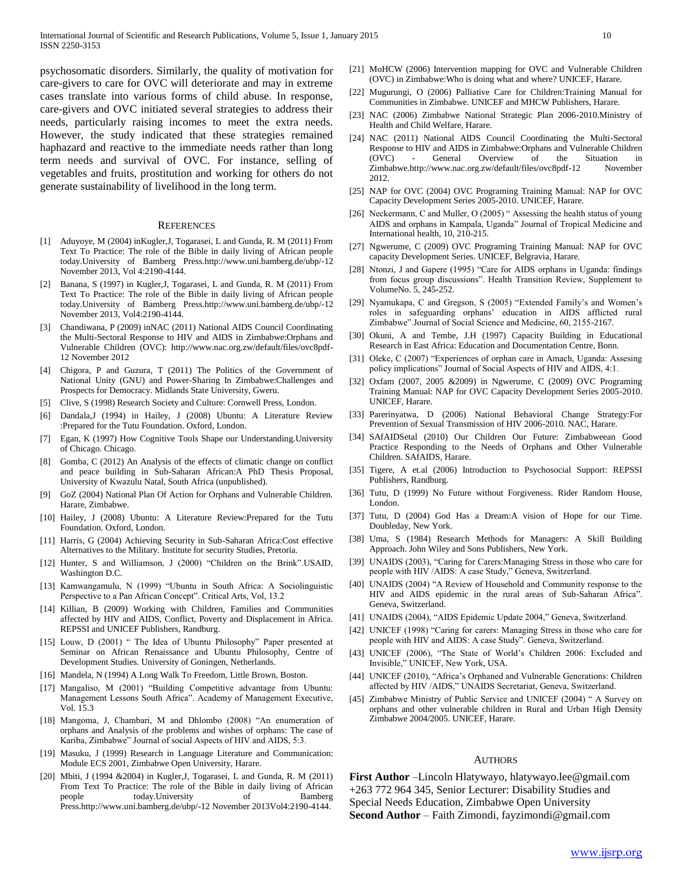psychosomatic disorders. Similarly, the quality of motivation for care-givers to care for OVC will deteriorate and may in extreme cases translate into various forms of child abuse. In response, care-givers and OVC initiated several strategies to address their needs, particularly raising incomes to meet the extra needs. However, the study indicated that these strategies remained haphazard and reactive to the immediate needs rather than long term needs and survival of OVC. For instance, selling of vegetables and fruits, prostitution and working for others do not generate sustainability of livelihood in the long term.

## REFERENCES

[1] Aduyoye, M (2004) inKugler,J, Togarasei, L and Gunda, R. M (2011) From Text To Practice: The role of the Bible in daily living of African people today.University of Bamberg Press.http://www.uni.bamberg.de/ubp/-12 November 2013, Vol 4:2190-4144.

[2] Banana, S (1997) in Kugler,J, Togarasei, L and Gunda, R. M (2011) From Text To Practice: The role of the Bible in daily living of African people today.University of Bamberg Press.http://www.uni.bamberg.de/ubp/-12 November 2013, Vol4:2190-4144.

[3] Chandiwana, P (2009) inNAC (2011) National AIDS Council Coordinating the Multi-Sectoral Response to HIV and AIDS in Zimbabwe:Orphans and Vulnerable Children (OVC): http://www.nac.org.zw/default/files/ovc8pdf-12 November 2012

[4] Chigora, P and Guzura, T (2011) The Politics of the Government of National Unity (GNU) and Power-Sharing In Zimbabwe:Challenges and Prospects for Democracy. Midlands State University, Gweru.

[5] Clive, S (1998) Research Society and Culture: Cornwell Press, London.

[6] Dandala,J (1994) in Hailey, J (2008) Ubuntu: A Literature Review :Prepared for the Tutu Foundation. Oxford, London.

[7] Egan, K (1997) How Cognitive Tools Shape our Understanding.University of Chicago. Chicago.

[8] Gomba, C (2012) An Analysis of the effects of climatic change on conflict and peace building in Sub-Saharan African:A PhD Thesis Proposal, University of Kwazulu Natal, South Africa (unpublished).

[9] GoZ (2004) National Plan Of Action for Orphans and Vulnerable Children. Harare, Zimbabwe.

[10] Hailey, J (2008) Ubuntu: A Literature Review:Prepared for the Tutu Foundation. Oxford, London.

[11] Harris, G (2004) Achieving Security in Sub-Saharan Africa:Cost effective Alternatives to the Military. Institute for security Studies, Pretoria.

[12] Hunter, S and Williamson, J (2000) "Children on the Brink".USAID, Washington D.C.

[13] Kamwangamulu, N (1999) "Ubuntu in South Africa: A Sociolinguistic Perspective to a Pan African Concept". Critical Arts, Vol, 13.2

[14] Killian, B (2009) Working with Children, Families and Communities affected by HIV and AIDS, Conflict, Poverty and Displacement in Africa. REPSSI and UNICEF Publishers, Randburg.

[15] Louw, D (2001) " The Idea of Ubuntu Philosophy" Paper presented at Seminar on African Renaissance and Ubuntu Philosophy, Centre of Development Studies. University of Goningen, Netherlands.

[16] Mandela, N (1994) A Long Walk To Freedom, Little Brown, Boston.

[17] Mangaliso, M (2001) "Building Competitive advantage from Ubuntu: Management Lessons South Africa". Academy of Management Executive, Vol. 15.3

[18] Mangoma, J, Chambari, M and Dhlombo (2008) "An enumeration of orphans and Analysis of the problems and wishes of orphans: The case of Kariba, Zimbabwe" Journal of social Aspects of HIV and AIDS, 5:3.

[19] Masuku, J (1999) Research in Language Literature and Communication: Module ECS 2001, Zimbabwe Open University, Harare.

[20] Mbiti, J (1994 &2004) in Kugler,J, Togarasei, L and Gunda, R. M (2011) From Text To Practice: The role of the Bible in daily living of African people today.University of Bamberg Press.http://www.uni.bamberg.de/ubp/-12 November 2013Vol4:2190-4144.

[21] MoHCW (2006) Intervention mapping for OVC and Vulnerable Children (OVC) in Zimbabwe:Who is doing what and where? UNICEF, Harare.

[22] Mugurungi, O (2006) Palliative Care for Children:Training Manual for Communities in Zimbabwe. UNICEF and MHCW Publishers, Harare.

[23] NAC (2006) Zimbabwe National Strategic Plan 2006-2010.Ministry of Health and Child Welfare, Harare.

[24] NAC (2011) National AIDS Council Coordinating the Multi-Sectoral Response to HIV and AIDS in Zimbabwe:Orphans and Vulnerable Children (OVC) - General Overview of the Situation in Zimbabwe.http://www.nac.org.zw/default/files/ovc8pdf-12 November 2012.

[25] NAP for OVC (2004) OVC Programing Training Manual: NAP for OVC Capacity Development Series 2005-2010. UNICEF, Harare.

[26] Neckermann, C and Muller, O (2005) " Assessing the health status of young AIDS and orphans in Kampala, Uganda" Journal of Tropical Medicine and International health, 10, 210-215.

[27] Ngwerume, C (2009) OVC Programing Training Manual: NAP for OVC capacity Development Series. UNICEF, Belgravia, Harare.

[28] Ntonzi, J and Gapere (1995) "Care for AIDS orphans in Uganda: findings from focus group discussions". Health Transition Review, Supplement to VolumeNo. 5, 245-252.

[29] Nyamukapa, C and Gregson, S (2005) "Extended Family's and Women's roles in safeguarding orphans' education in AIDS afflicted rural Zimbabwe".Journal of Social Science and Medicine, 60, 2155-2167.

[30] Okuni, A and Tembe, J.H (1997) Capacity Building in Educational Research in East Africa: Education and Documentation Centre, Bonn.

[31] Oleke, C (2007) "Experiences of orphan care in Amach, Uganda: Assesing policy implications" Journal of Social Aspects of HIV and AIDS, 4:1.

[32] Oxfam (2007, 2005 &2009) in Ngwerume, C (2009) OVC Programing Training Manual: NAP for OVC Capacity Development Series 2005-2010. UNICEF, Harare.

[33] Parerinyatwa, D (2006) National Behavioral Change Strategy:For Prevention of Sexual Transmission of HIV 2006-2010. NAC, Harare.

[34] SAfAIDSetal (2010) Our Children Our Future: Zimbabweean Good Practice Responding to the Needs of Orphans and Other Vulnerable Children. SAfAIDS, Harare.

[35] Tigere, A et.al (2006) Introduction to Psychosocial Support: REPSSI Publishers, Randburg.

[36] Tutu, D (1999) No Future without Forgiveness. Rider Random House, London.

[37] Tutu, D (2004) God Has a Dream:A vision of Hope for our Time. Doubleday, New York.

[38] Uma, S (1984) Research Methods for Managers: A Skill Building Approach. John Wiley and Sons Publishers, New York.

[39] UNAIDS (2003), "Caring for Carers:Managing Stress in those who care for people with HIV /AIDS: A case Study," Geneva, Switzerland.

[40] UNAIDS (2004) "A Review of Household and Community response to the HIV and AIDS epidemic in the rural areas of Sub-Saharan Africa". Geneva, Switzerland.

[41] UNAIDS (2004), "AIDS Epidemic Update 2004," Geneva, Switzerland.

[42] UNICEF (1998) "Caring for carers: Managing Stress in those who care for people with HIV and AIDS: A case Study". Geneva, Switzerland.

[43] UNICEF (2006), "The State of World's Children 2006: Excluded and Invisible," UNICEF, New York, USA.

[44] UNICEF (2010), "Africa's Orphaned and Vulnerable Generations: Children affected by HIV /AIDS," UNAIDS Secretariat, Geneva, Switzerland.

[45] Zimbabwe Ministry of Public Service and UNICEF (2004) " A Survey on orphans and other vulnerable children in Rural and Urban High Density Zimbabwe 2004/2005. UNICEF, Harare.

## AUTHORS

**First Author** –Lincoln Hlatywayo, hlatywayo.lee@gmail.com +263 772 964 345, Senior Lecturer: Disability Studies and Special Needs Education, Zimbabwe Open University

**Second Author** – Faith Zimondi, fayzimondi@gmail.com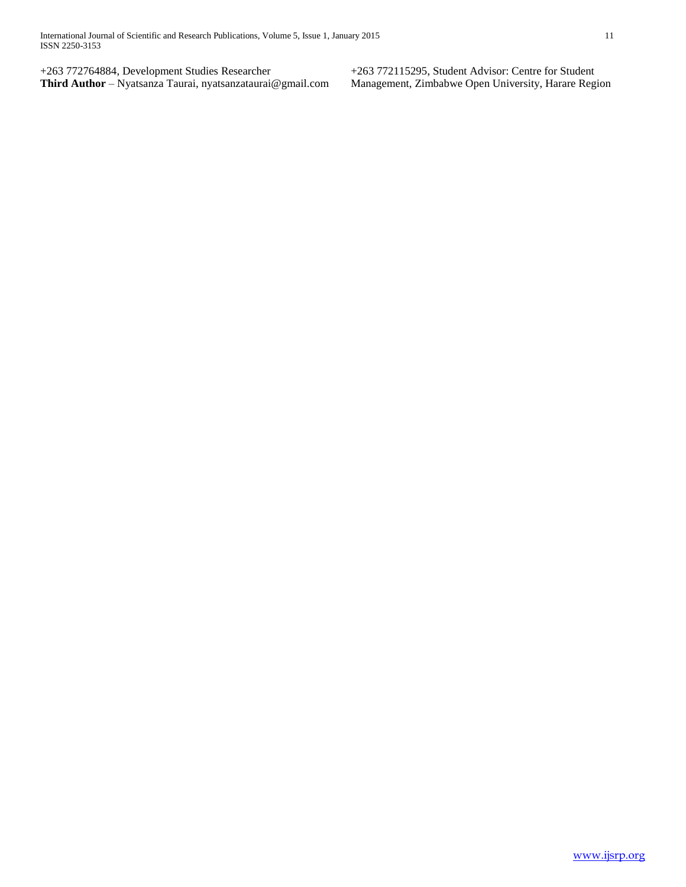+263 772764884, Development Studies Researcher

**Third Author** – Nyatsanza Taurai, nyatsanzataurai@gmail.com

+263 772115295, Student Advisor: Centre for Student Management, Zimbabwe Open University, Harare Region